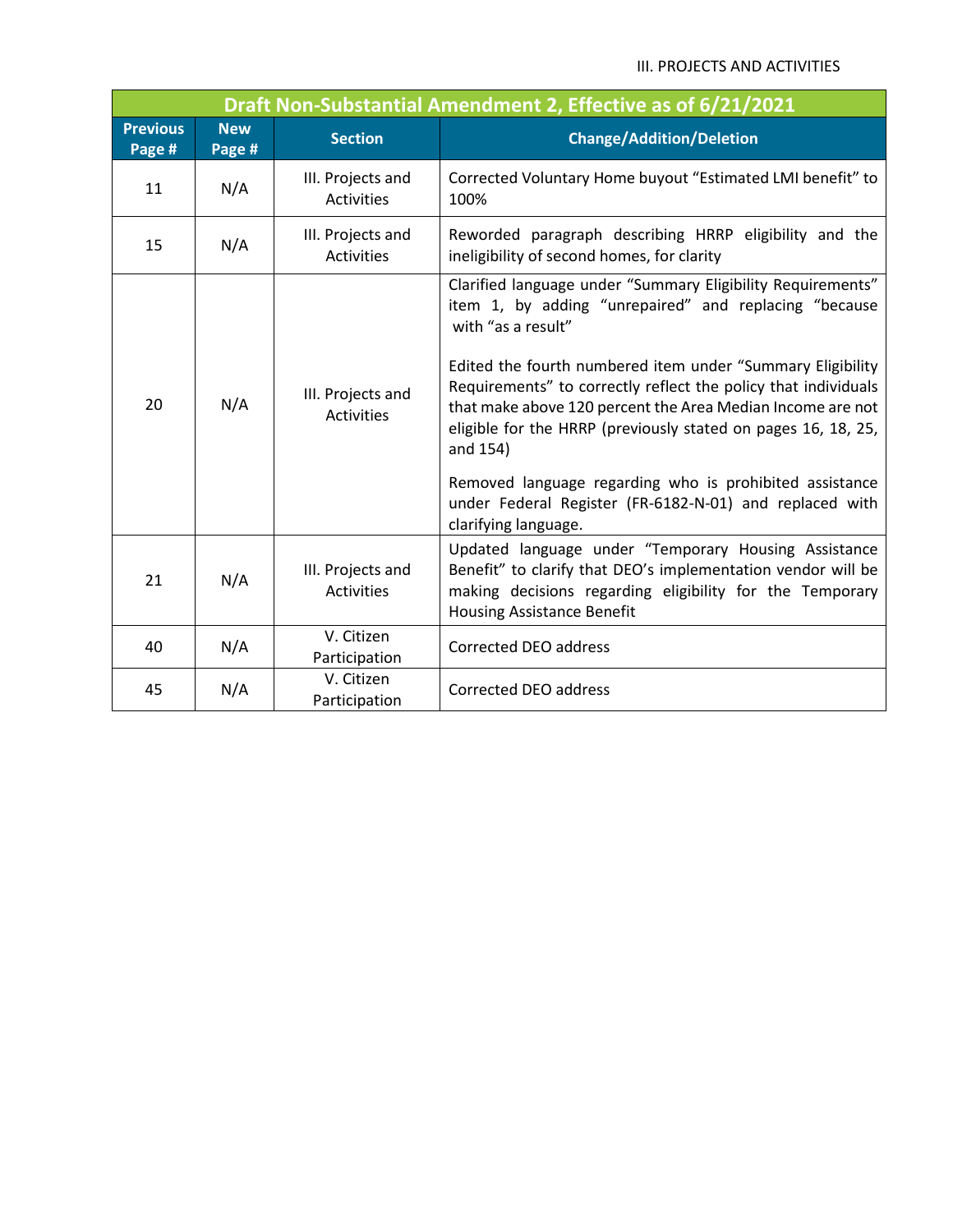| Draft Non-Substantial Amendment 2, Effective as of 6/21/2021 | | | |
|---|---|---|---|
| **Previous Page #** | **New Page #** | **Section** | **Change/Addition/Deletion** |
| 11 | N/A | III. Projects and Activities | Corrected Voluntary Home buyout "Estimated LMI benefit" to 100% |
| 15 | N/A | III. Projects and Activities | Reworded paragraph describing HRRP eligibility and the ineligibility of second homes, for clarity |
| 20 | N/A | III. Projects and Activities | Clarified language under "Summary Eligibility Requirements" item 1, by adding "unrepaired" and replacing "because with "as a result"<br><br>Edited the fourth numbered item under "Summary Eligibility Requirements" to correctly reflect the policy that individuals that make above 120 percent the Area Median Income are not eligible for the HRRP (previously stated on pages 16, 18, 25, and 154)<br><br>Removed language regarding who is prohibited assistance under Federal Register (FR-6182-N-01) and replaced with clarifying language. |
| 21 | N/A | III. Projects and Activities | Updated language under "Temporary Housing Assistance Benefit" to clarify that DEO's implementation vendor will be making decisions regarding eligibility for the Temporary Housing Assistance Benefit |
| 40 | N/A | V. Citizen Participation | Corrected DEO address |
| 45 | N/A | V. Citizen Participation | Corrected DEO address |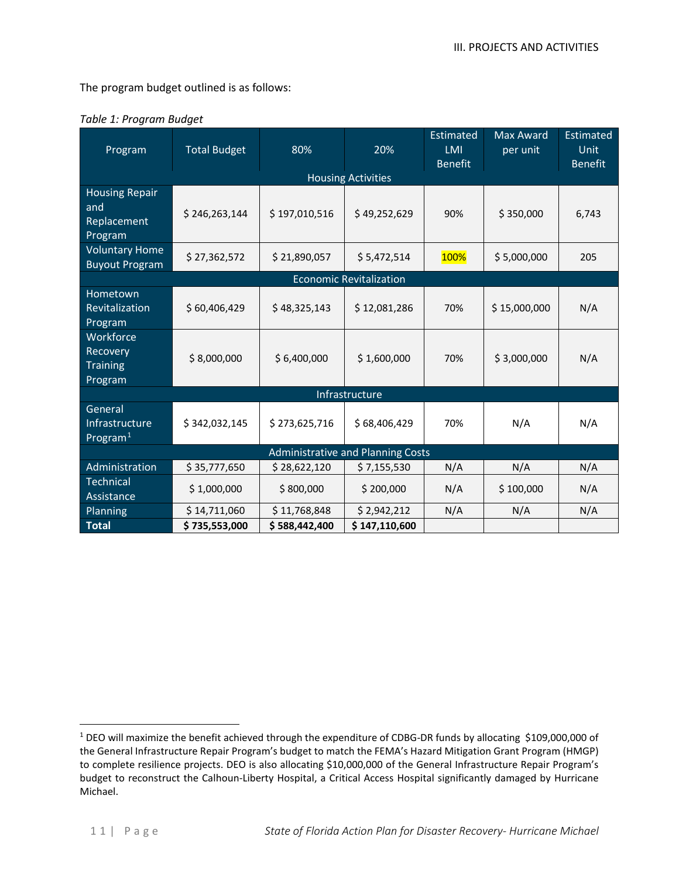The program budget outlined is as follows:

*Table 1: Program Budget*

| Program | Total Budget | 80% | 20% | Estimated LMI Benefit | Max Award per unit | Estimated Unit Benefit |
|---|---|---|---|---|---|---|
| Housing Activities | | | | | | |
| Housing Repair and Replacement Program | $ 246,263,144 | $ 197,010,516 | $ 49,252,629 | 90% | $ 350,000 | 6,743 |
| Voluntary Home Buyout Program | $ 27,362,572 | $ 21,890,057 | $ 5,472,514 | 100% | $ 5,000,000 | 205 |
| Economic Revitalization | | | | | | |
| Hometown Revitalization Program | $ 60,406,429 | $ 48,325,143 | $ 12,081,286 | 70% | $ 15,000,000 | N/A |
| Workforce Recovery Training Program | $ 8,000,000 | $ 6,400,000 | $ 1,600,000 | 70% | $ 3,000,000 | N/A |
| Infrastructure | | | | | | |
| General Infrastructure Program[1] | $ 342,032,145 | $ 273,625,716 | $ 68,406,429 | 70% | N/A | N/A |
| Administrative and Planning Costs | | | | | | |
| Administration | $ 35,777,650 | $ 28,622,120 | $ 7,155,530 | N/A | N/A | N/A |
| Technical Assistance | $ 1,000,000 | $ 800,000 | $ 200,000 | N/A | $ 100,000 | N/A |
| Planning | $ 14,711,060 | $ 11,768,848 | $ 2,942,212 | N/A | N/A | N/A |
| **Total** | **$ 735,553,000** | **$ 588,442,400** | **$ 147,110,600** | | | |

[1] DEO will maximize the benefit achieved through the expenditure of CDBG-DR funds by allocating $109,000,000 of the General Infrastructure Repair Program's budget to match the FEMA's Hazard Mitigation Grant Program (HMGP) to complete resilience projects. DEO is also allocating $10,000,000 of the General Infrastructure Repair Program's budget to reconstruct the Calhoun-Liberty Hospital, a Critical Access Hospital significantly damaged by Hurricane Michael.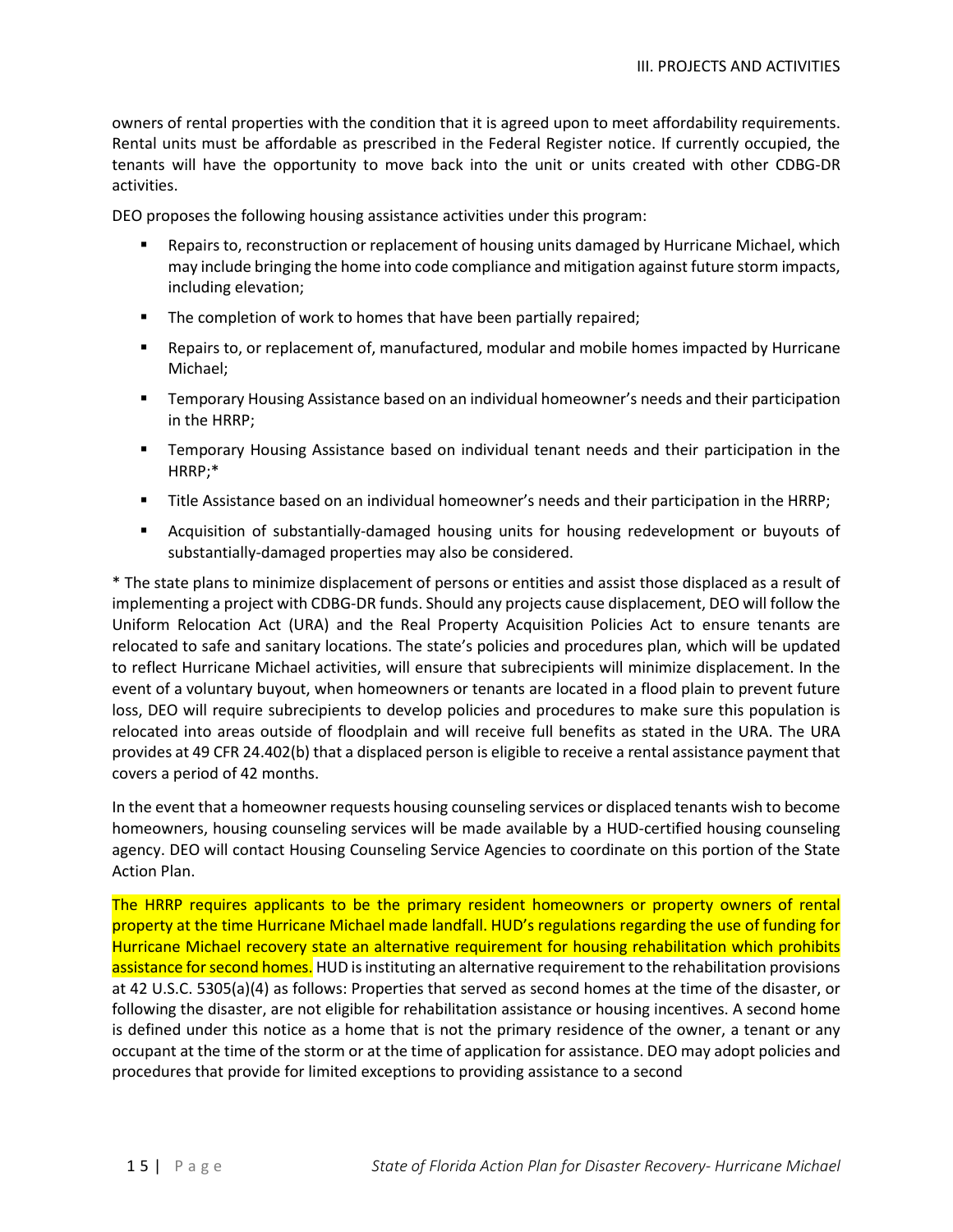owners of rental properties with the condition that it is agreed upon to meet affordability requirements. Rental units must be affordable as prescribed in the Federal Register notice. If currently occupied, the tenants will have the opportunity to move back into the unit or units created with other CDBG-DR activities.

DEO proposes the following housing assistance activities under this program:

- Repairs to, reconstruction or replacement of housing units damaged by Hurricane Michael, which may include bringing the home into code compliance and mitigation against future storm impacts, including elevation;
- The completion of work to homes that have been partially repaired;
- Repairs to, or replacement of, manufactured, modular and mobile homes impacted by Hurricane Michael;
- Temporary Housing Assistance based on an individual homeowner's needs and their participation in the HRRP;
- Temporary Housing Assistance based on individual tenant needs and their participation in the HRRP;*
- Title Assistance based on an individual homeowner's needs and their participation in the HRRP;
- Acquisition of substantially-damaged housing units for housing redevelopment or buyouts of substantially-damaged properties may also be considered.

* The state plans to minimize displacement of persons or entities and assist those displaced as a result of implementing a project with CDBG-DR funds. Should any projects cause displacement, DEO will follow the Uniform Relocation Act (URA) and the Real Property Acquisition Policies Act to ensure tenants are relocated to safe and sanitary locations. The state's policies and procedures plan, which will be updated to reflect Hurricane Michael activities, will ensure that subrecipients will minimize displacement. In the event of a voluntary buyout, when homeowners or tenants are located in a flood plain to prevent future loss, DEO will require subrecipients to develop policies and procedures to make sure this population is relocated into areas outside of floodplain and will receive full benefits as stated in the URA. The URA provides at 49 CFR 24.402(b) that a displaced person is eligible to receive a rental assistance payment that covers a period of 42 months.

In the event that a homeowner requests housing counseling services or displaced tenants wish to become homeowners, housing counseling services will be made available by a HUD-certified housing counseling agency. DEO will contact Housing Counseling Service Agencies to coordinate on this portion of the State Action Plan.

The HRRP requires applicants to be the primary resident homeowners or property owners of rental property at the time Hurricane Michael made landfall. HUD's regulations regarding the use of funding for Hurricane Michael recovery state an alternative requirement for housing rehabilitation which prohibits assistance for second homes. HUD is instituting an alternative requirement to the rehabilitation provisions at 42 U.S.C. 5305(a)(4) as follows: Properties that served as second homes at the time of the disaster, or following the disaster, are not eligible for rehabilitation assistance or housing incentives. A second home is defined under this notice as a home that is not the primary residence of the owner, a tenant or any occupant at the time of the storm or at the time of application for assistance. DEO may adopt policies and procedures that provide for limited exceptions to providing assistance to a second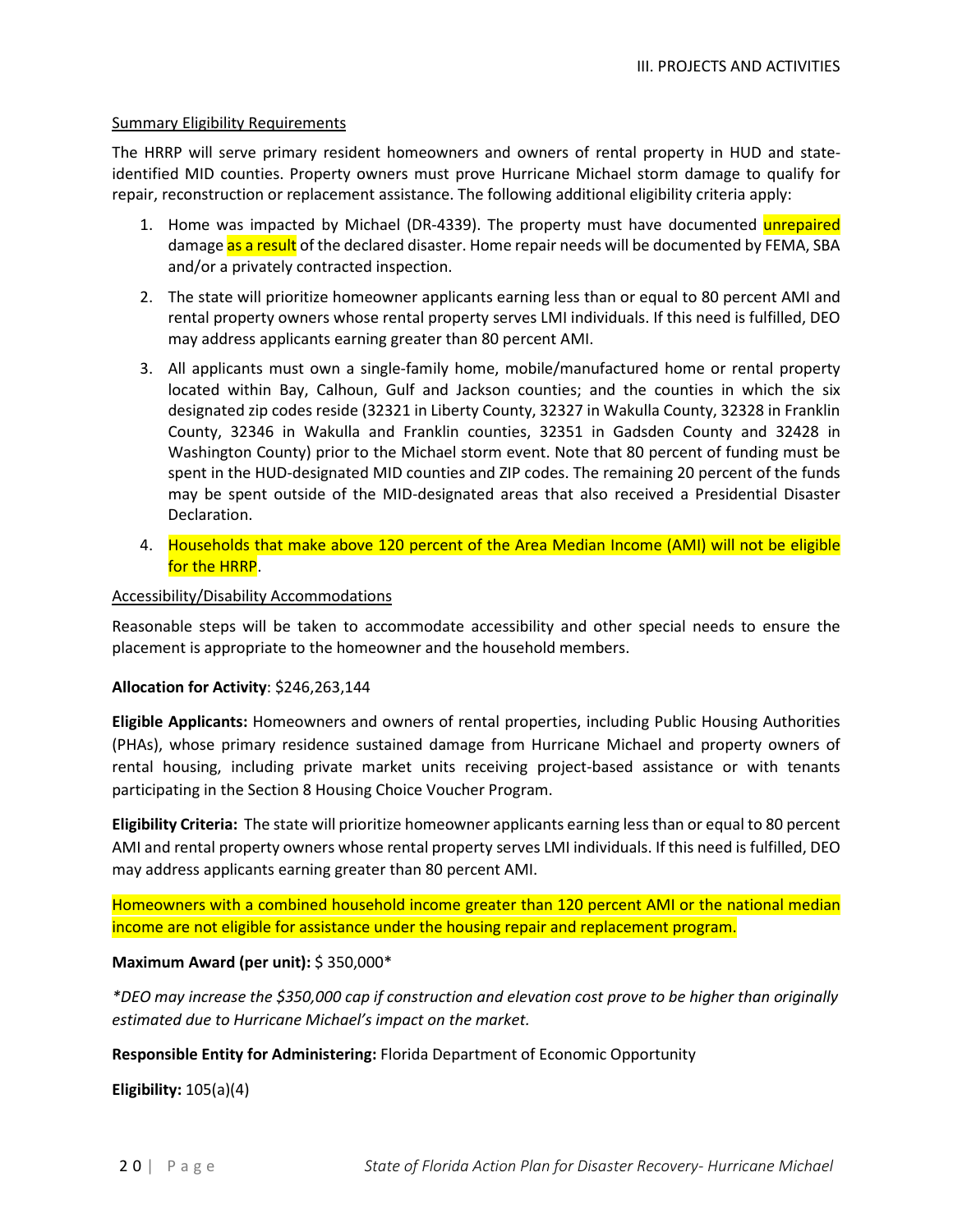Summary Eligibility Requirements

The HRRP will serve primary resident homeowners and owners of rental property in HUD and state-identified MID counties. Property owners must prove Hurricane Michael storm damage to qualify for repair, reconstruction or replacement assistance. The following additional eligibility criteria apply:

1. Home was impacted by Michael (DR-4339). The property must have documented unrepaired damage as a result of the declared disaster. Home repair needs will be documented by FEMA, SBA and/or a privately contracted inspection.
2. The state will prioritize homeowner applicants earning less than or equal to 80 percent AMI and rental property owners whose rental property serves LMI individuals. If this need is fulfilled, DEO may address applicants earning greater than 80 percent AMI.
3. All applicants must own a single-family home, mobile/manufactured home or rental property located within Bay, Calhoun, Gulf and Jackson counties; and the counties in which the six designated zip codes reside (32321 in Liberty County, 32327 in Wakulla County, 32328 in Franklin County, 32346 in Wakulla and Franklin counties, 32351 in Gadsden County and 32428 in Washington County) prior to the Michael storm event. Note that 80 percent of funding must be spent in the HUD-designated MID counties and ZIP codes. The remaining 20 percent of the funds may be spent outside of the MID-designated areas that also received a Presidential Disaster Declaration.
4. Households that make above 120 percent of the Area Median Income (AMI) will not be eligible for the HRRP.

Accessibility/Disability Accommodations

Reasonable steps will be taken to accommodate accessibility and other special needs to ensure the placement is appropriate to the homeowner and the household members.

**Allocation for Activity**: $246,263,144

**Eligible Applicants:** Homeowners and owners of rental properties, including Public Housing Authorities (PHAs), whose primary residence sustained damage from Hurricane Michael and property owners of rental housing, including private market units receiving project-based assistance or with tenants participating in the Section 8 Housing Choice Voucher Program.

**Eligibility Criteria:** The state will prioritize homeowner applicants earning less than or equal to 80 percent AMI and rental property owners whose rental property serves LMI individuals. If this need is fulfilled, DEO may address applicants earning greater than 80 percent AMI.

Homeowners with a combined household income greater than 120 percent AMI or the national median income are not eligible for assistance under the housing repair and replacement program.

**Maximum Award (per unit):** $ 350,000*

*\*DEO may increase the $350,000 cap if construction and elevation cost prove to be higher than originally estimated due to Hurricane Michael's impact on the market.*

**Responsible Entity for Administering:** Florida Department of Economic Opportunity

**Eligibility:** 105(a)(4)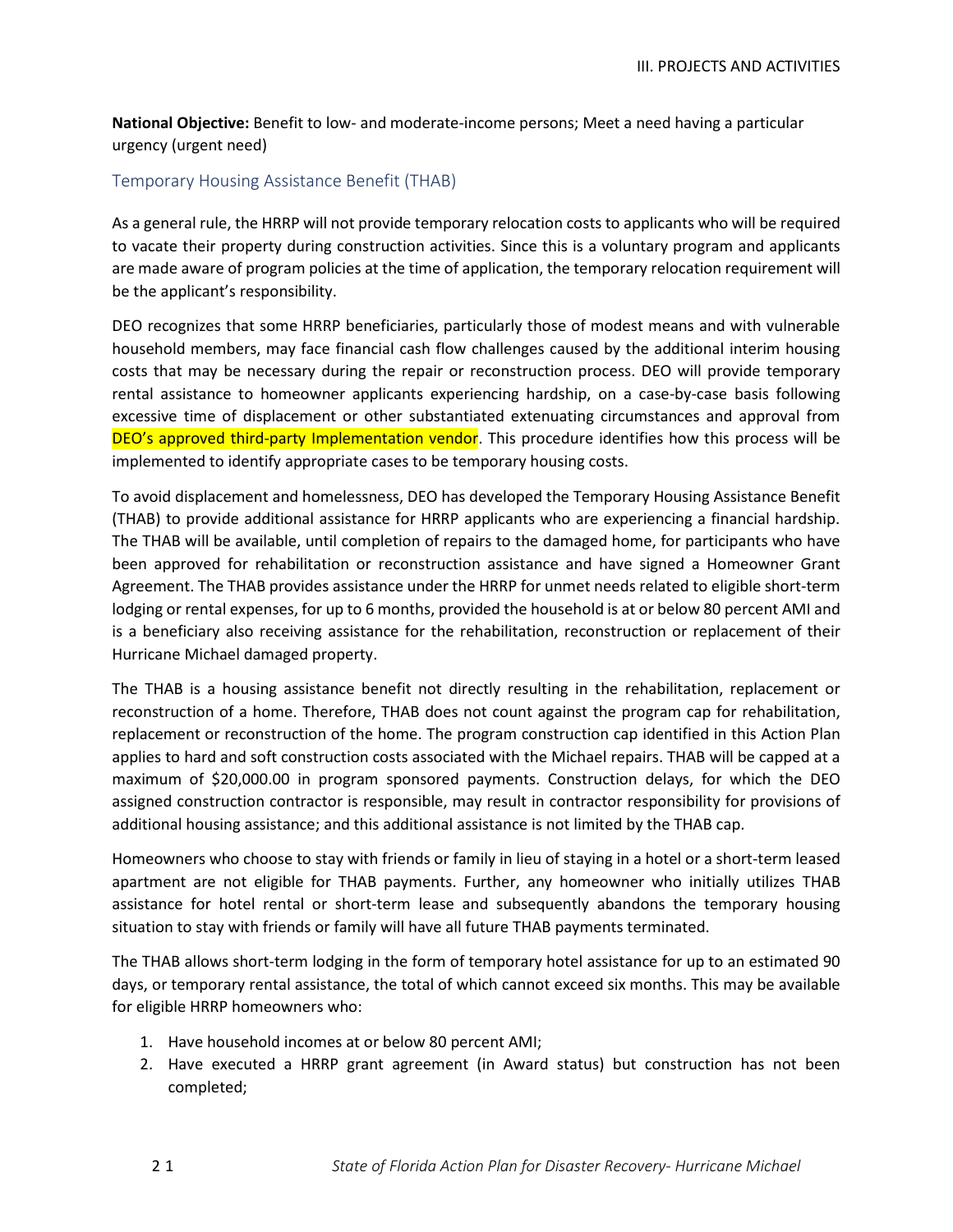**National Objective:** Benefit to low- and moderate-income persons; Meet a need having a particular urgency (urgent need)

### Temporary Housing Assistance Benefit (THAB)

As a general rule, the HRRP will not provide temporary relocation costs to applicants who will be required to vacate their property during construction activities. Since this is a voluntary program and applicants are made aware of program policies at the time of application, the temporary relocation requirement will be the applicant's responsibility.

DEO recognizes that some HRRP beneficiaries, particularly those of modest means and with vulnerable household members, may face financial cash flow challenges caused by the additional interim housing costs that may be necessary during the repair or reconstruction process. DEO will provide temporary rental assistance to homeowner applicants experiencing hardship, on a case-by-case basis following excessive time of displacement or other substantiated extenuating circumstances and approval from DEO's approved third-party Implementation vendor. This procedure identifies how this process will be implemented to identify appropriate cases to be temporary housing costs.

To avoid displacement and homelessness, DEO has developed the Temporary Housing Assistance Benefit (THAB) to provide additional assistance for HRRP applicants who are experiencing a financial hardship. The THAB will be available, until completion of repairs to the damaged home, for participants who have been approved for rehabilitation or reconstruction assistance and have signed a Homeowner Grant Agreement. The THAB provides assistance under the HRRP for unmet needs related to eligible short-term lodging or rental expenses, for up to 6 months, provided the household is at or below 80 percent AMI and is a beneficiary also receiving assistance for the rehabilitation, reconstruction or replacement of their Hurricane Michael damaged property.

The THAB is a housing assistance benefit not directly resulting in the rehabilitation, replacement or reconstruction of a home. Therefore, THAB does not count against the program cap for rehabilitation, replacement or reconstruction of the home. The program construction cap identified in this Action Plan applies to hard and soft construction costs associated with the Michael repairs. THAB will be capped at a maximum of $20,000.00 in program sponsored payments. Construction delays, for which the DEO assigned construction contractor is responsible, may result in contractor responsibility for provisions of additional housing assistance; and this additional assistance is not limited by the THAB cap.

Homeowners who choose to stay with friends or family in lieu of staying in a hotel or a short-term leased apartment are not eligible for THAB payments. Further, any homeowner who initially utilizes THAB assistance for hotel rental or short-term lease and subsequently abandons the temporary housing situation to stay with friends or family will have all future THAB payments terminated.

The THAB allows short-term lodging in the form of temporary hotel assistance for up to an estimated 90 days, or temporary rental assistance, the total of which cannot exceed six months. This may be available for eligible HRRP homeowners who:

1. Have household incomes at or below 80 percent AMI;
2. Have executed a HRRP grant agreement (in Award status) but construction has not been completed;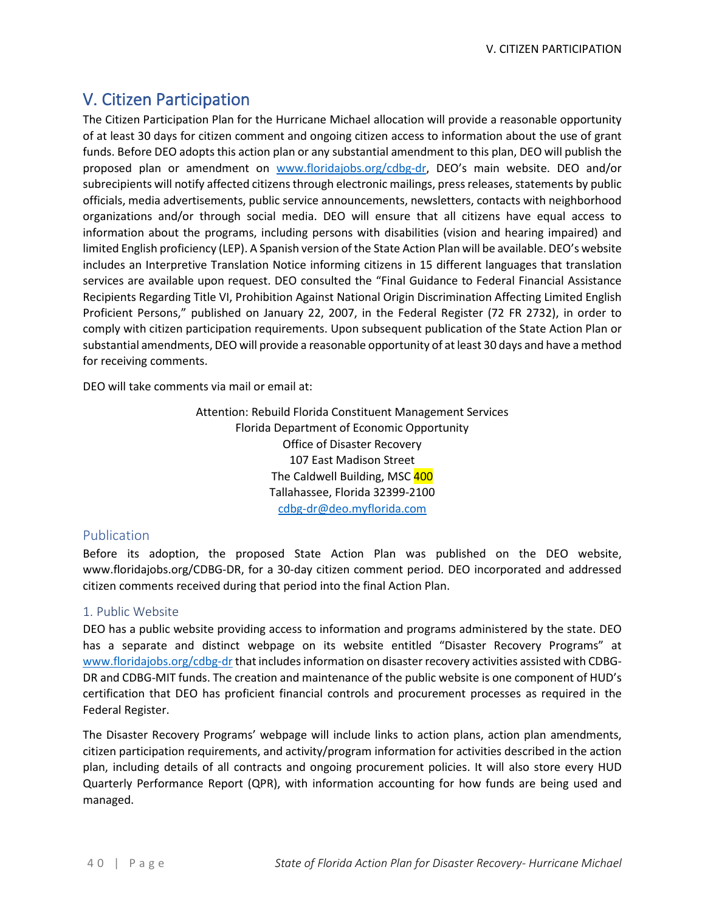# V. Citizen Participation

The Citizen Participation Plan for the Hurricane Michael allocation will provide a reasonable opportunity of at least 30 days for citizen comment and ongoing citizen access to information about the use of grant funds. Before DEO adopts this action plan or any substantial amendment to this plan, DEO will publish the proposed plan or amendment on www.floridajobs.org/cdbg-dr, DEO's main website. DEO and/or subrecipients will notify affected citizens through electronic mailings, press releases, statements by public officials, media advertisements, public service announcements, newsletters, contacts with neighborhood organizations and/or through social media. DEO will ensure that all citizens have equal access to information about the programs, including persons with disabilities (vision and hearing impaired) and limited English proficiency (LEP). A Spanish version of the State Action Plan will be available. DEO's website includes an Interpretive Translation Notice informing citizens in 15 different languages that translation services are available upon request. DEO consulted the "Final Guidance to Federal Financial Assistance Recipients Regarding Title VI, Prohibition Against National Origin Discrimination Affecting Limited English Proficient Persons," published on January 22, 2007, in the Federal Register (72 FR 2732), in order to comply with citizen participation requirements. Upon subsequent publication of the State Action Plan or substantial amendments, DEO will provide a reasonable opportunity of at least 30 days and have a method for receiving comments.

DEO will take comments via mail or email at:

Attention: Rebuild Florida Constituent Management Services
Florida Department of Economic Opportunity
Office of Disaster Recovery
107 East Madison Street
The Caldwell Building, MSC 400
Tallahassee, Florida 32399-2100
cdbg-dr@deo.myflorida.com

## Publication

Before its adoption, the proposed State Action Plan was published on the DEO website, www.floridajobs.org/CDBG-DR, for a 30-day citizen comment period. DEO incorporated and addressed citizen comments received during that period into the final Action Plan.

### 1. Public Website

DEO has a public website providing access to information and programs administered by the state. DEO has a separate and distinct webpage on its website entitled "Disaster Recovery Programs" at www.floridajobs.org/cdbg-dr that includes information on disaster recovery activities assisted with CDBG-DR and CDBG-MIT funds. The creation and maintenance of the public website is one component of HUD's certification that DEO has proficient financial controls and procurement processes as required in the Federal Register.

The Disaster Recovery Programs' webpage will include links to action plans, action plan amendments, citizen participation requirements, and activity/program information for activities described in the action plan, including details of all contracts and ongoing procurement policies. It will also store every HUD Quarterly Performance Report (QPR), with information accounting for how funds are being used and managed.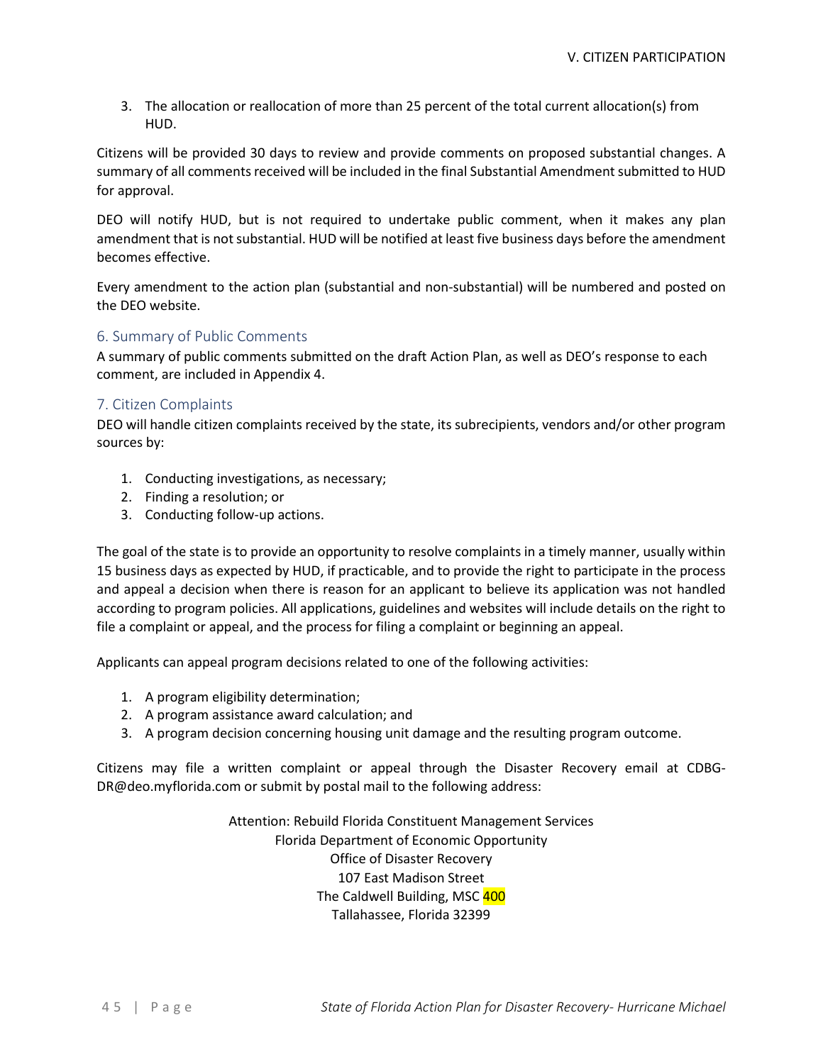3. The allocation or reallocation of more than 25 percent of the total current allocation(s) from HUD.

Citizens will be provided 30 days to review and provide comments on proposed substantial changes. A summary of all comments received will be included in the final Substantial Amendment submitted to HUD for approval.

DEO will notify HUD, but is not required to undertake public comment, when it makes any plan amendment that is not substantial. HUD will be notified at least five business days before the amendment becomes effective.

Every amendment to the action plan (substantial and non-substantial) will be numbered and posted on the DEO website.

### 6. Summary of Public Comments

A summary of public comments submitted on the draft Action Plan, as well as DEO's response to each comment, are included in Appendix 4.

### 7. Citizen Complaints

DEO will handle citizen complaints received by the state, its subrecipients, vendors and/or other program sources by:

1. Conducting investigations, as necessary;
2. Finding a resolution; or
3. Conducting follow-up actions.

The goal of the state is to provide an opportunity to resolve complaints in a timely manner, usually within 15 business days as expected by HUD, if practicable, and to provide the right to participate in the process and appeal a decision when there is reason for an applicant to believe its application was not handled according to program policies. All applications, guidelines and websites will include details on the right to file a complaint or appeal, and the process for filing a complaint or beginning an appeal.

Applicants can appeal program decisions related to one of the following activities:

1. A program eligibility determination;
2. A program assistance award calculation; and
3. A program decision concerning housing unit damage and the resulting program outcome.

Citizens may file a written complaint or appeal through the Disaster Recovery email at CDBG-DR@deo.myflorida.com or submit by postal mail to the following address:

Attention: Rebuild Florida Constituent Management Services
Florida Department of Economic Opportunity
Office of Disaster Recovery
107 East Madison Street
The Caldwell Building, MSC 400
Tallahassee, Florida 32399